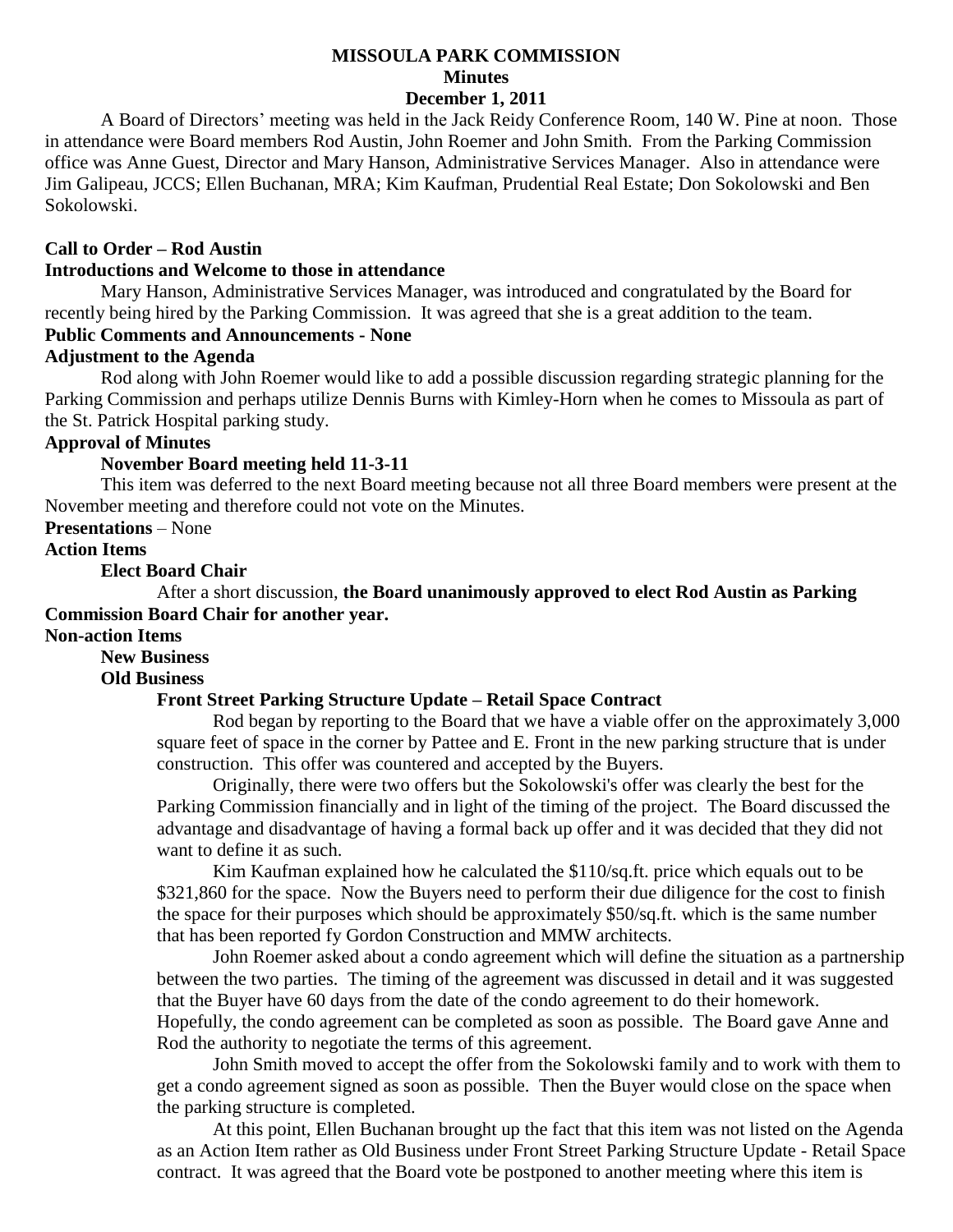# MISSOULA PARK COMMISSION

## Minutes

## December 1, 2011

A Board of Directors' meeting was held in the Jack Reidy Conference Room, 140 W. Pine at noon. Those in attendance were Board members Rod Austin, John Roemer and John Smith. From the Parking Commission office was Anne Guest, Director and Mary Hanson, Administrative Services Manager. Also in attendance were Jim Galipeau, JCCS; Ellen Buchanan, MRA; Kim Kaufman, Prudential Real Estate; Don Sokolowski and Ben Sokolowski.

**Call to Order – Rod Austin**

**Introductions and Welcome to those in attendance**

Mary Hanson, Administrative Services Manager, was introduced and congratulated by the Board for recently being hired by the Parking Commission. It was agreed that she is a great addition to the team.

**Public Comments and Announcements - None**

**Adjustment to the Agenda**

Rod along with John Roemer would like to add a possible discussion regarding strategic planning for the Parking Commission and perhaps utilize Dennis Burns with Kimley-Horn when he comes to Missoula as part of the St. Patrick Hospital parking study.

**Approval of Minutes**

**November Board meeting held 11-3-11**

This item was deferred to the next Board meeting because not all three Board members were present at the November meeting and therefore could not vote on the Minutes.

**Presentations** – None

**Action Items**

**Elect Board Chair**

After a short discussion, **the Board unanimously approved to elect Rod Austin as Parking Commission Board Chair for another year.**

**Non-action Items**

**New Business**

**Old Business**

**Front Street Parking Structure Update – Retail Space Contract**

Rod began by reporting to the Board that we have a viable offer on the approximately 3,000 square feet of space in the corner by Pattee and E. Front in the new parking structure that is under construction. This offer was countered and accepted by the Buyers.

Originally, there were two offers but the Sokolowski's offer was clearly the best for the Parking Commission financially and in light of the timing of the project. The Board discussed the advantage and disadvantage of having a formal back up offer and it was decided that they did not want to define it as such.

Kim Kaufman explained how he calculated the \$110/sq.ft. price which equals out to be \$321,860 for the space. Now the Buyers need to perform their due diligence for the cost to finish the space for their purposes which should be approximately \$50/sq.ft. which is the same number that has been reported fy Gordon Construction and MMW architects.

John Roemer asked about a condo agreement which will define the situation as a partnership between the two parties. The timing of the agreement was discussed in detail and it was suggested that the Buyer have 60 days from the date of the condo agreement to do their homework. Hopefully, the condo agreement can be completed as soon as possible. The Board gave Anne and Rod the authority to negotiate the terms of this agreement.

John Smith moved to accept the offer from the Sokolowski family and to work with them to get a condo agreement signed as soon as possible. Then the Buyer would close on the space when the parking structure is completed.

At this point, Ellen Buchanan brought up the fact that this item was not listed on the Agenda as an Action Item rather as Old Business under Front Street Parking Structure Update - Retail Space contract. It was agreed that the Board vote be postponed to another meeting where this item is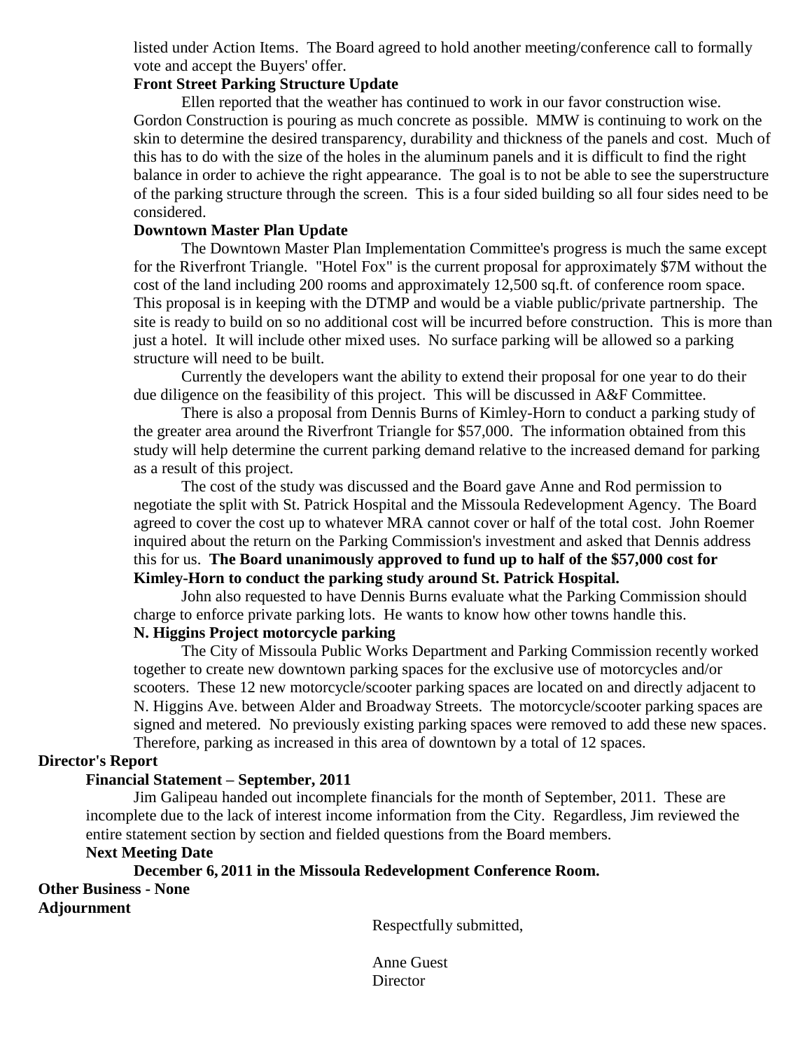listed under Action Items. The Board agreed to hold another meeting/conference call to formally vote and accept the Buyers' offer.

**Front Street Parking Structure Update**

Ellen reported that the weather has continued to work in our favor construction wise. Gordon Construction is pouring as much concrete as possible. MMW is continuing to work on the skin to determine the desired transparency, durability and thickness of the panels and cost. Much of this has to do with the size of the holes in the aluminum panels and it is difficult to find the right balance in order to achieve the right appearance. The goal is to not be able to see the superstructure of the parking structure through the screen. This is a four sided building so all four sides need to be considered.

**Downtown Master Plan Update**

The Downtown Master Plan Implementation Committee's progress is much the same except for the Riverfront Triangle. "Hotel Fox" is the current proposal for approximately $7M without the cost of the land including 200 rooms and approximately 12,500 sq.ft. of conference room space. This proposal is in keeping with the DTMP and would be a viable public/private partnership. The site is ready to build on so no additional cost will be incurred before construction. This is more than just a hotel. It will include other mixed uses. No surface parking will be allowed so a parking structure will need to be built.

Currently the developers want the ability to extend their proposal for one year to do their due diligence on the feasibility of this project. This will be discussed in A&F Committee.

There is also a proposal from Dennis Burns of Kimley-Horn to conduct a parking study of the greater area around the Riverfront Triangle for $57,000. The information obtained from this study will help determine the current parking demand relative to the increased demand for parking as a result of this project.

The cost of the study was discussed and the Board gave Anne and Rod permission to negotiate the split with St. Patrick Hospital and the Missoula Redevelopment Agency. The Board agreed to cover the cost up to whatever MRA cannot cover or half of the total cost. John Roemer inquired about the return on the Parking Commission's investment and asked that Dennis address this for us. **The Board unanimously approved to fund up to half of the $57,000 cost for Kimley-Horn to conduct the parking study around St. Patrick Hospital.**

John also requested to have Dennis Burns evaluate what the Parking Commission should charge to enforce private parking lots. He wants to know how other towns handle this.

**N. Higgins Project motorcycle parking**

The City of Missoula Public Works Department and Parking Commission recently worked together to create new downtown parking spaces for the exclusive use of motorcycles and/or scooters. These 12 new motorcycle/scooter parking spaces are located on and directly adjacent to N. Higgins Ave. between Alder and Broadway Streets. The motorcycle/scooter parking spaces are signed and metered. No previously existing parking spaces were removed to add these new spaces. Therefore, parking as increased in this area of downtown by a total of 12 spaces.

**Director's Report**

**Financial Statement – September, 2011**

Jim Galipeau handed out incomplete financials for the month of September, 2011. These are incomplete due to the lack of interest income information from the City. Regardless, Jim reviewed the entire statement section by section and fielded questions from the Board members.

**Next Meeting Date**

**December 6, 2011 in the Missoula Redevelopment Conference Room.**

**Other Business - None**

**Adjournment**

Respectfully submitted,

Anne Guest
Director